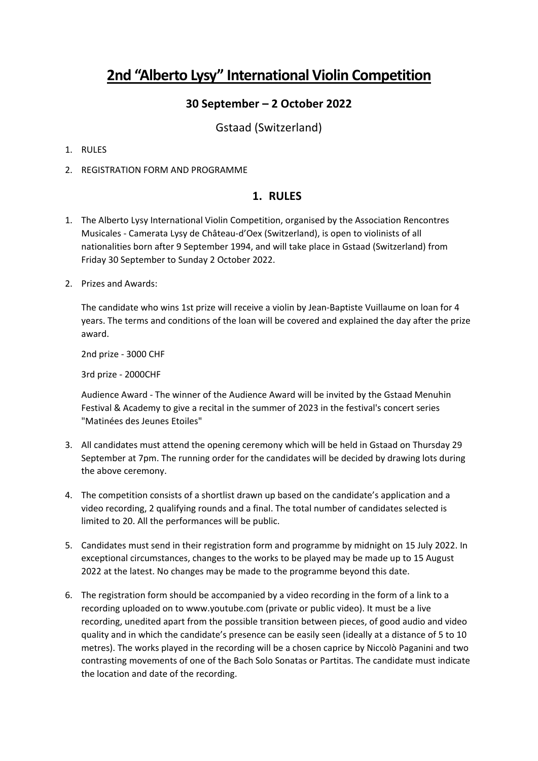# 2nd "Alberto Lysy" International Violin Competition

## 30 September – 2 October 2022

Gstaad (Switzerland)

1. RULES
2. REGISTRATION FORM AND PROGRAMME

## 1. RULES

1. The Alberto Lysy International Violin Competition, organised by the Association Rencontres Musicales - Camerata Lysy de Château-d'Oex (Switzerland), is open to violinists of all nationalities born after 9 September 1994, and will take place in Gstaad (Switzerland) from Friday 30 September to Sunday 2 October 2022.

2. Prizes and Awards:

   The candidate who wins 1st prize will receive a violin by Jean-Baptiste Vuillaume on loan for 4 years. The terms and conditions of the loan will be covered and explained the day after the prize award.

   2nd prize - 3000 CHF

   3rd prize - 2000CHF

   Audience Award - The winner of the Audience Award will be invited by the Gstaad Menuhin Festival & Academy to give a recital in the summer of 2023 in the festival's concert series "Matinées des Jeunes Etoiles"

3. All candidates must attend the opening ceremony which will be held in Gstaad on Thursday 29 September at 7pm. The running order for the candidates will be decided by drawing lots during the above ceremony.

4. The competition consists of a shortlist drawn up based on the candidate's application and a video recording, 2 qualifying rounds and a final. The total number of candidates selected is limited to 20. All the performances will be public.

5. Candidates must send in their registration form and programme by midnight on 15 July 2022. In exceptional circumstances, changes to the works to be played may be made up to 15 August 2022 at the latest. No changes may be made to the programme beyond this date.

6. The registration form should be accompanied by a video recording in the form of a link to a recording uploaded on to www.youtube.com (private or public video). It must be a live recording, unedited apart from the possible transition between pieces, of good audio and video quality and in which the candidate's presence can be easily seen (ideally at a distance of 5 to 10 metres). The works played in the recording will be a chosen caprice by Niccolò Paganini and two contrasting movements of one of the Bach Solo Sonatas or Partitas. The candidate must indicate the location and date of the recording.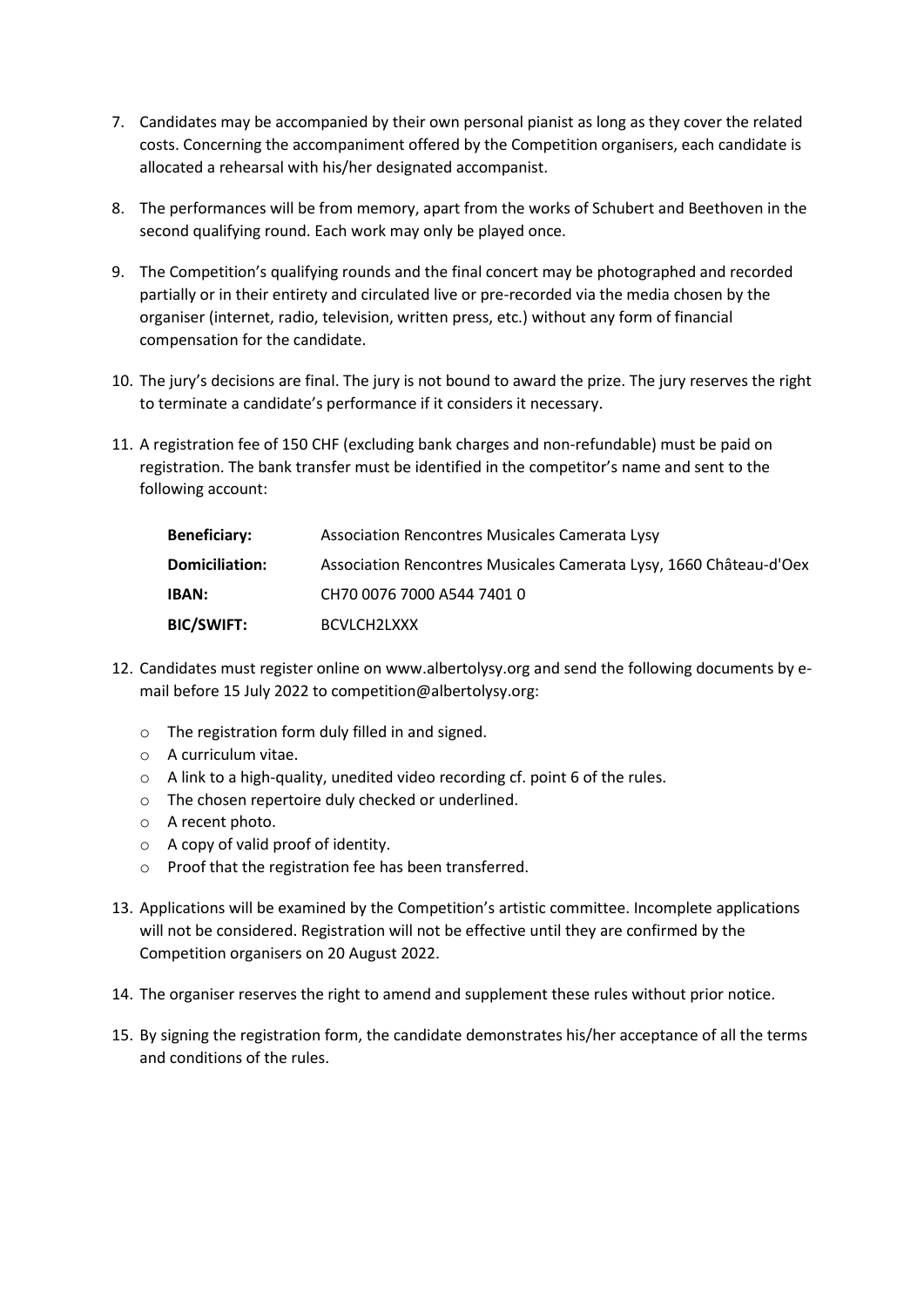7. Candidates may be accompanied by their own personal pianist as long as they cover the related costs. Concerning the accompaniment offered by the Competition organisers, each candidate is allocated a rehearsal with his/her designated accompanist.

8. The performances will be from memory, apart from the works of Schubert and Beethoven in the second qualifying round. Each work may only be played once.

9. The Competition's qualifying rounds and the final concert may be photographed and recorded partially or in their entirety and circulated live or pre-recorded via the media chosen by the organiser (internet, radio, television, written press, etc.) without any form of financial compensation for the candidate.

10. The jury's decisions are final. The jury is not bound to award the prize. The jury reserves the right to terminate a candidate's performance if it considers it necessary.

11. A registration fee of 150 CHF (excluding bank charges and non-refundable) must be paid on registration. The bank transfer must be identified in the competitor's name and sent to the following account:

| | |
|---|---|
| **Beneficiary:** | Association Rencontres Musicales Camerata Lysy |
| **Domiciliation:** | Association Rencontres Musicales Camerata Lysy, 1660 Château-d'Oex |
| **IBAN:** | CH70 0076 7000 A544 7401 0 |
| **BIC/SWIFT:** | BCVLCH2LXXX |

12. Candidates must register online on www.albertolysy.org and send the following documents by e-mail before 15 July 2022 to competition@albertolysy.org:
    - The registration form duly filled in and signed.
    - A curriculum vitae.
    - A link to a high-quality, unedited video recording cf. point 6 of the rules.
    - The chosen repertoire duly checked or underlined.
    - A recent photo.
    - A copy of valid proof of identity.
    - Proof that the registration fee has been transferred.

13. Applications will be examined by the Competition's artistic committee. Incomplete applications will not be considered. Registration will not be effective until they are confirmed by the Competition organisers on 20 August 2022.

14. The organiser reserves the right to amend and supplement these rules without prior notice.

15. By signing the registration form, the candidate demonstrates his/her acceptance of all the terms and conditions of the rules.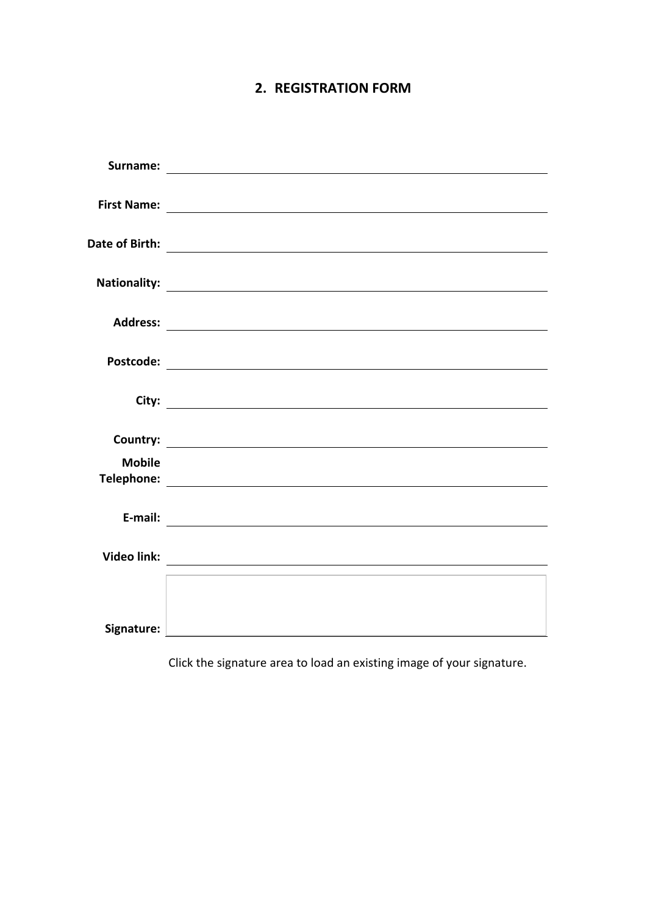## 2. REGISTRATION FORM

**Surname:** ____________________

**First Name:** ____________________

**Date of Birth:** ____________________

**Nationality:** ____________________

**Address:** ____________________

**Postcode:** ____________________

**City:** ____________________

**Country:** ____________________

**Mobile Telephone:** ____________________

**E-mail:** ____________________

**Video link:** ____________________

**Signature:** ____________________

Click the signature area to load an existing image of your signature.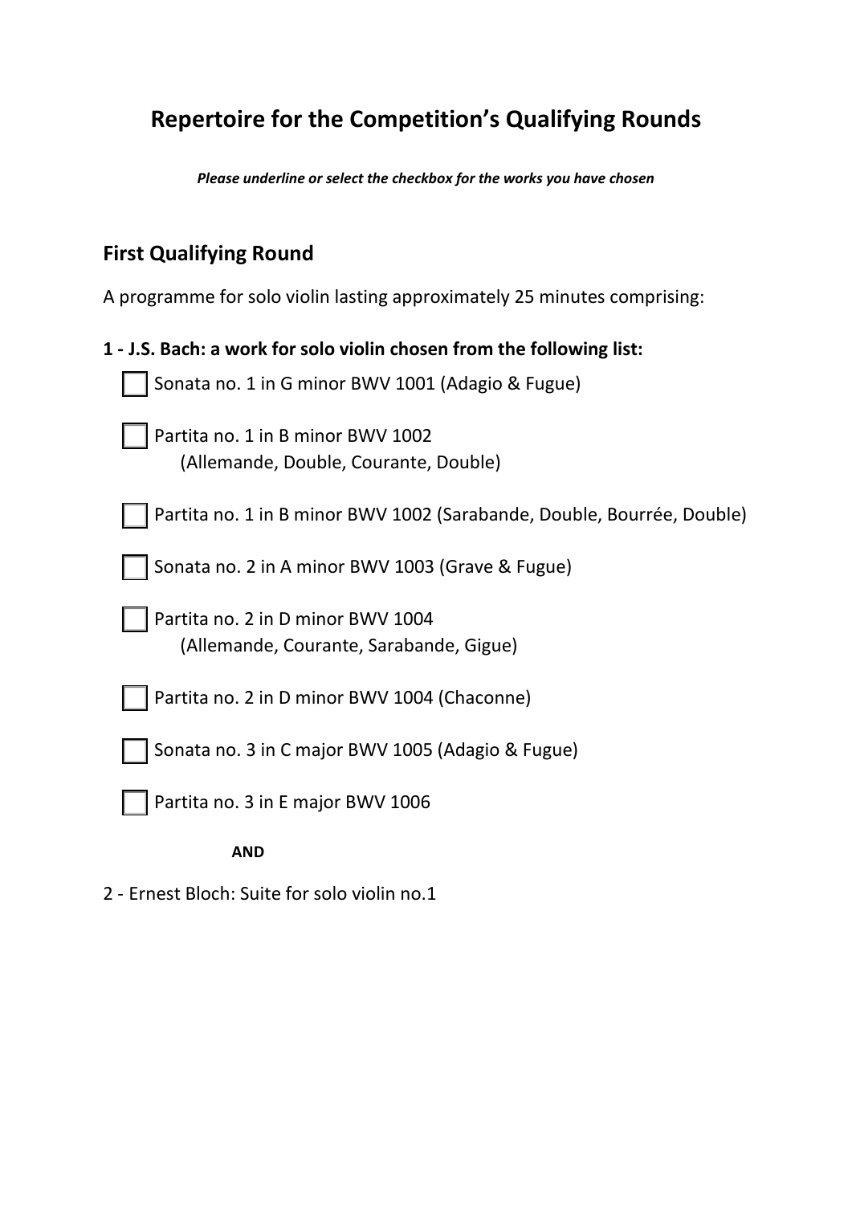# Repertoire for the Competition's Qualifying Rounds

***Please underline or select the checkbox for the works you have chosen***

## First Qualifying Round

A programme for solo violin lasting approximately 25 minutes comprising:

**1 - J.S. Bach: a work for solo violin chosen from the following list:**

- [ ] Sonata no. 1 in G minor BWV 1001 (Adagio & Fugue)
- [ ] Partita no. 1 in B minor BWV 1002
  (Allemande, Double, Courante, Double)
- [ ] Partita no. 1 in B minor BWV 1002 (Sarabande, Double, Bourrée, Double)
- [ ] Sonata no. 2 in A minor BWV 1003 (Grave & Fugue)
- [ ] Partita no. 2 in D minor BWV 1004
  (Allemande, Courante, Sarabande, Gigue)
- [ ] Partita no. 2 in D minor BWV 1004 (Chaconne)
- [ ] Sonata no. 3 in C major BWV 1005 (Adagio & Fugue)
- [ ] Partita no. 3 in E major BWV 1006

**AND**

2 - Ernest Bloch: Suite for solo violin no.1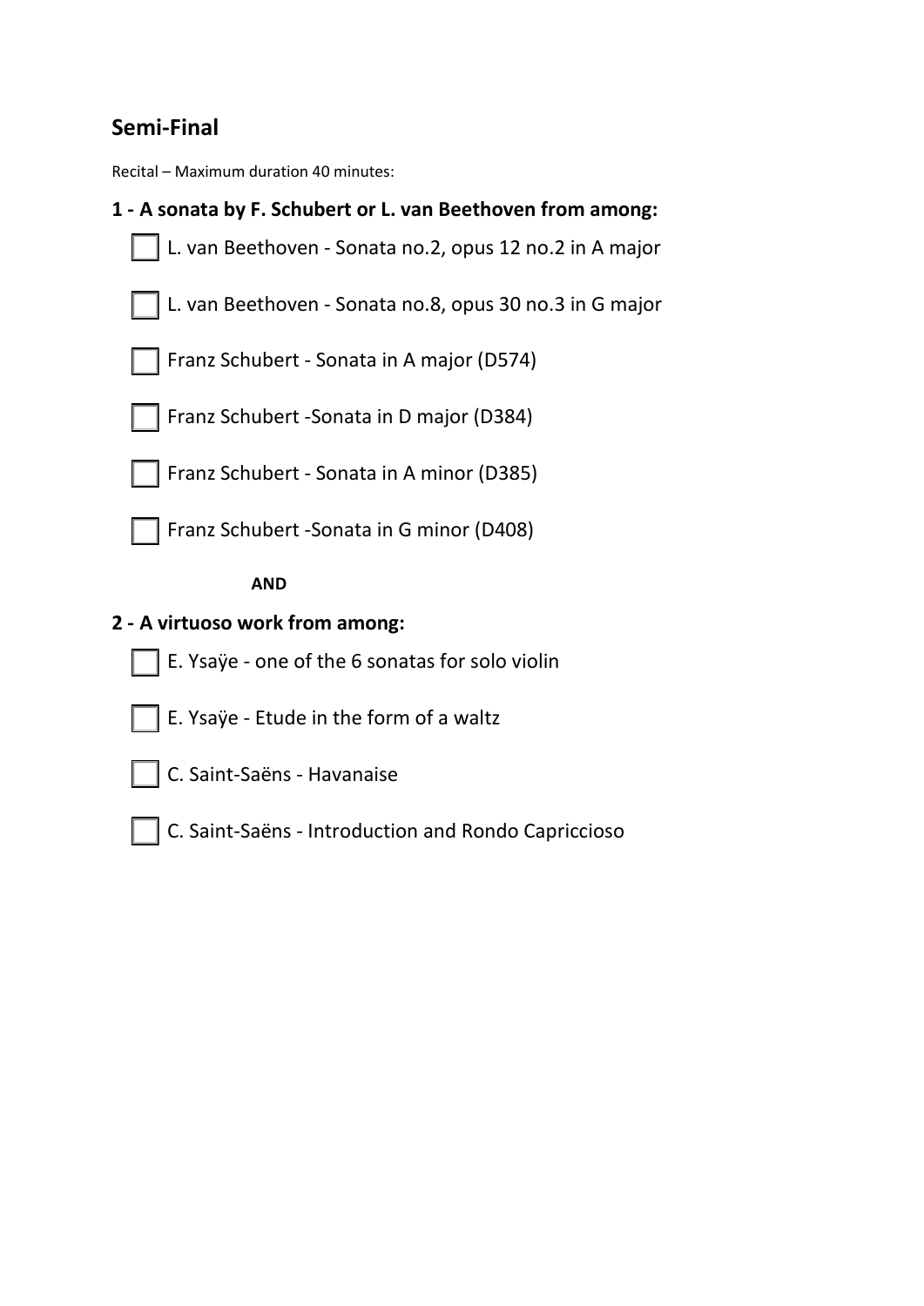## Semi-Final

Recital – Maximum duration 40 minutes:

### 1 - A sonata by F. Schubert or L. van Beethoven from among:

- ☐ L. van Beethoven - Sonata no.2, opus 12 no.2 in A major
- ☐ L. van Beethoven - Sonata no.8, opus 30 no.3 in G major
- ☐ Franz Schubert - Sonata in A major (D574)
- ☐ Franz Schubert -Sonata in D major (D384)
- ☐ Franz Schubert - Sonata in A minor (D385)
- ☐ Franz Schubert -Sonata in G minor (D408)

**AND**

### 2 - A virtuoso work from among:

- ☐ E. Ysaÿe - one of the 6 sonatas for solo violin
- ☐ E. Ysaÿe - Etude in the form of a waltz
- ☐ C. Saint-Saëns - Havanaise
- ☐ C. Saint-Saëns - Introduction and Rondo Capriccioso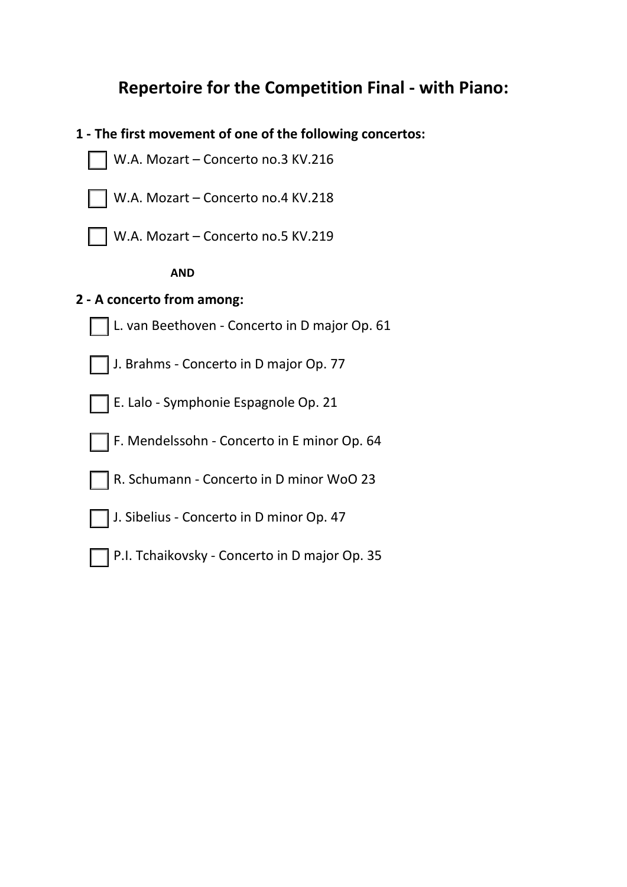# Repertoire for the Competition Final - with Piano:

**1 - The first movement of one of the following concertos:**

- [ ] W.A. Mozart – Concerto no.3 KV.216
- [ ] W.A. Mozart – Concerto no.4 KV.218
- [ ] W.A. Mozart – Concerto no.5 KV.219

**AND**

**2 - A concerto from among:**

- [ ] L. van Beethoven - Concerto in D major Op. 61
- [ ] J. Brahms - Concerto in D major Op. 77
- [ ] E. Lalo - Symphonie Espagnole Op. 21
- [ ] F. Mendelssohn - Concerto in E minor Op. 64
- [ ] R. Schumann - Concerto in D minor WoO 23
- [ ] J. Sibelius - Concerto in D minor Op. 47
- [ ] P.I. Tchaikovsky - Concerto in D major Op. 35